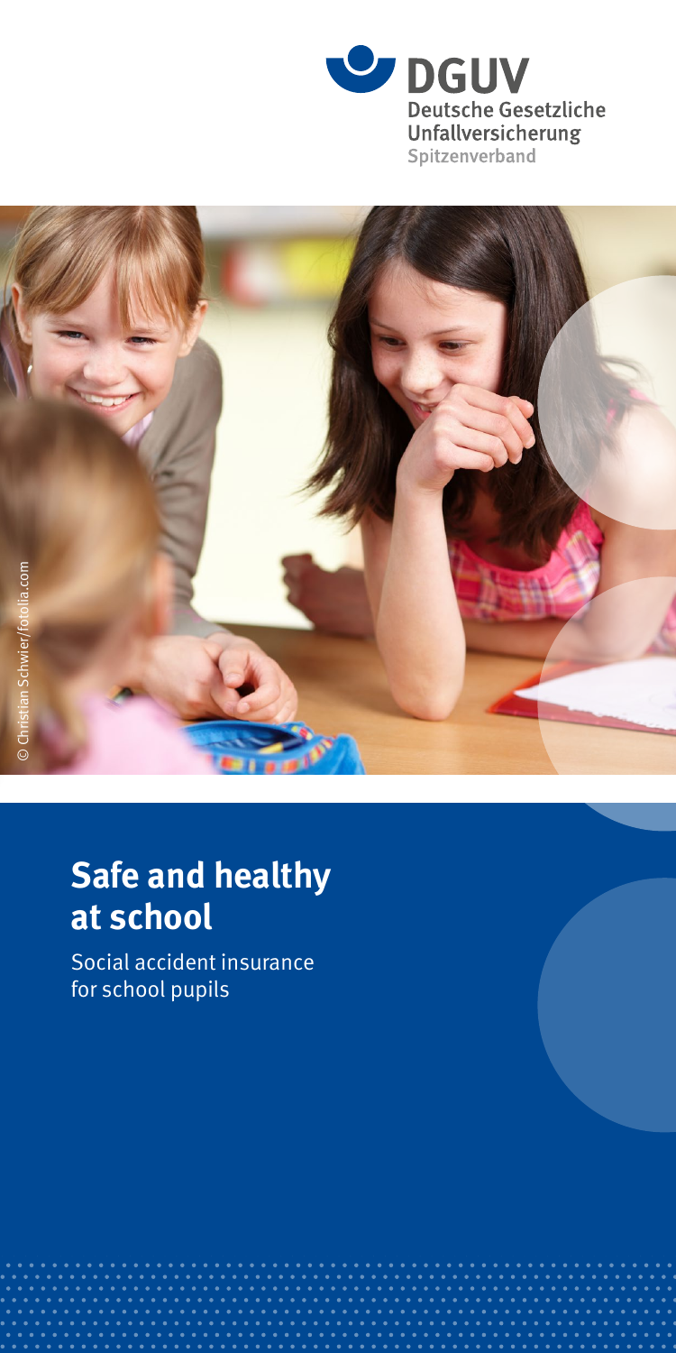DGUV
Deutsche Gesetzliche Unfallversicherung
Spitzenverband

© Christian Schwier/fotolia.com

# Safe and healthy at school

Social accident insurance for school pupils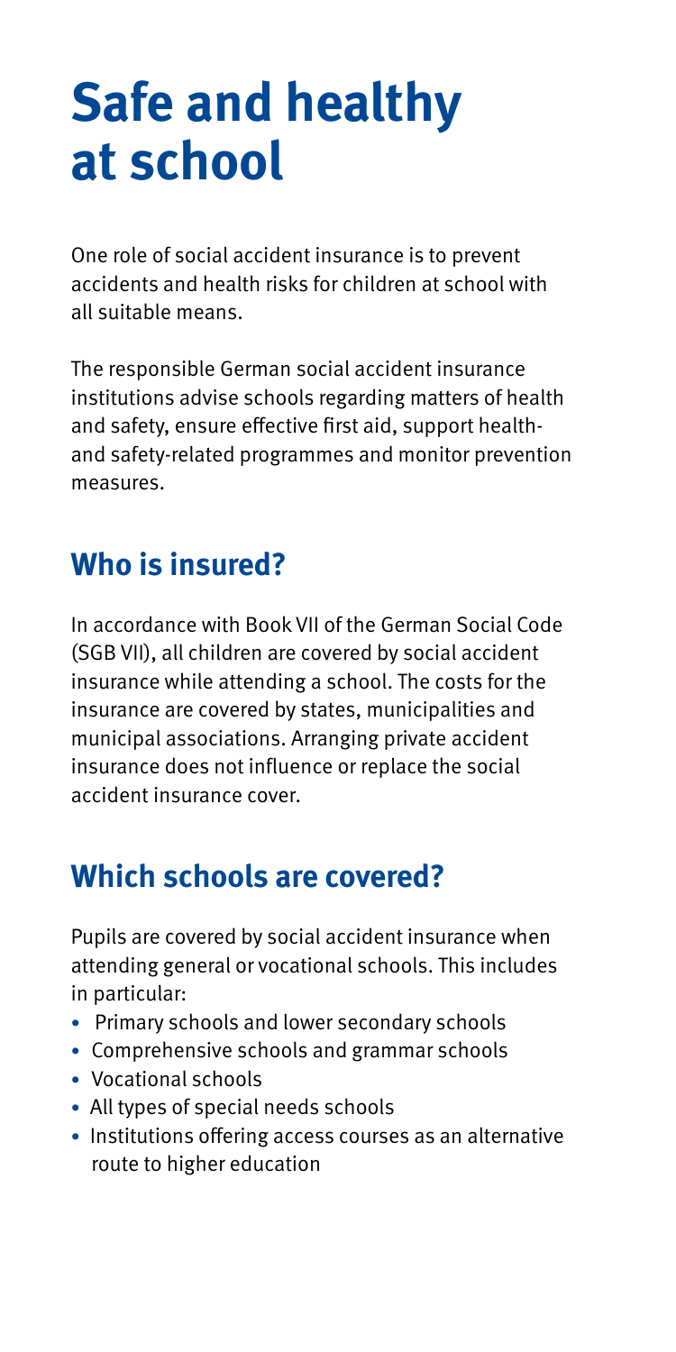# Safe and healthy at school

One role of social accident insurance is to prevent accidents and health risks for children at school with all suitable means.

The responsible German social accident insurance institutions advise schools regarding matters of health and safety, ensure effective first aid, support health- and safety-related programmes and monitor prevention measures.

## Who is insured?

In accordance with Book VII of the German Social Code (SGB VII), all children are covered by social accident insurance while attending a school. The costs for the insurance are covered by states, municipalities and municipal associations. Arranging private accident insurance does not influence or replace the social accident insurance cover.

## Which schools are covered?

Pupils are covered by social accident insurance when attending general or vocational schools. This includes in particular:

- Primary schools and lower secondary schools
- Comprehensive schools and grammar schools
- Vocational schools
- All types of special needs schools
- Institutions offering access courses as an alternative route to higher education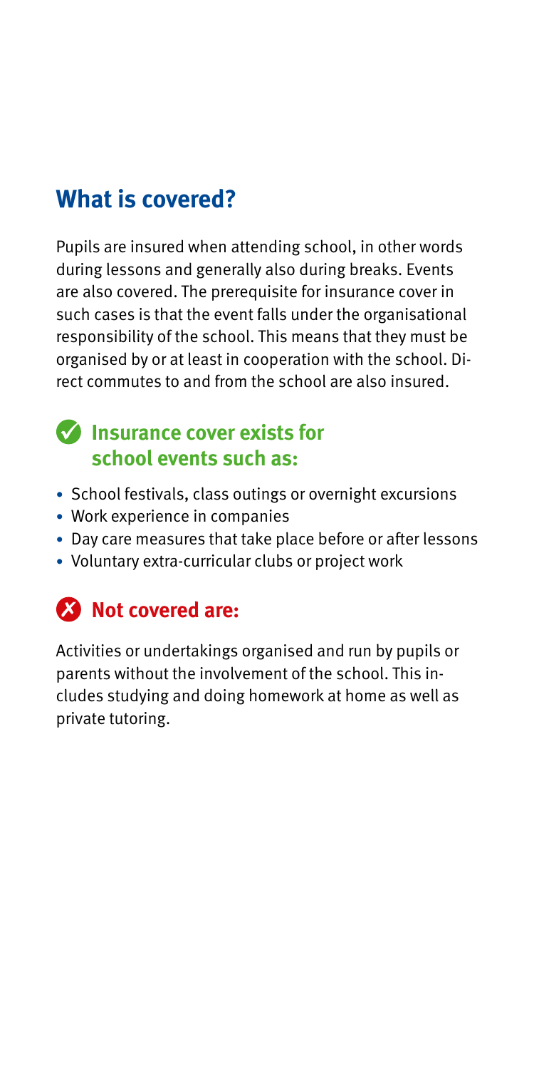## What is covered?

Pupils are insured when attending school, in other words during lessons and generally also during breaks. Events are also covered. The prerequisite for insurance cover in such cases is that the event falls under the organisational responsibility of the school. This means that they must be organised by or at least in cooperation with the school. Direct commutes to and from the school are also insured.

### ✓ Insurance cover exists for school events such as:

- School festivals, class outings or overnight excursions
- Work experience in companies
- Day care measures that take place before or after lessons
- Voluntary extra-curricular clubs or project work

### ✗ Not covered are:

Activities or undertakings organised and run by pupils or parents without the involvement of the school. This includes studying and doing homework at home as well as private tutoring.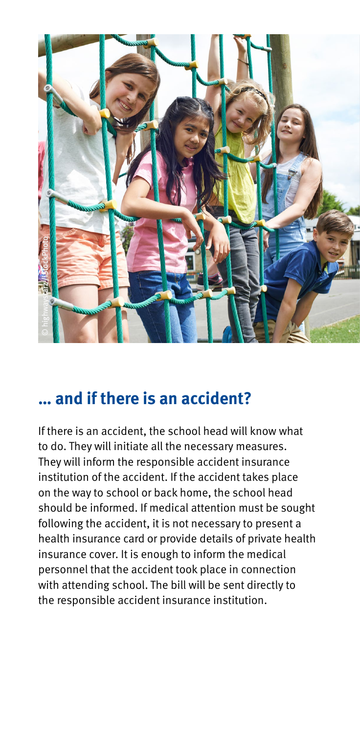## … and if there is an accident?

If there is an accident, the school head will know what to do. They will initiate all the necessary measures. They will inform the responsible accident insurance institution of the accident. If the accident takes place on the way to school or back home, the school head should be informed. If medical attention must be sought following the accident, it is not necessary to present a health insurance card or provide details of private health insurance cover. It is enough to inform the medical personnel that the accident took place in connection with attending school. The bill will be sent directly to the responsible accident insurance institution.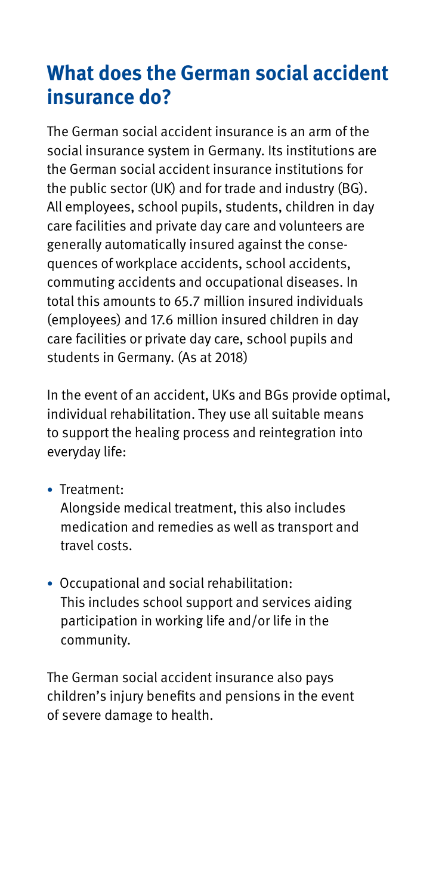## What does the German social accident insurance do?

The German social accident insurance is an arm of the social insurance system in Germany. Its institutions are the German social accident insurance institutions for the public sector (UK) and for trade and industry (BG). All employees, school pupils, students, children in day care facilities and private day care and volunteers are generally automatically insured against the consequences of workplace accidents, school accidents, commuting accidents and occupational diseases. In total this amounts to 65.7 million insured individuals (employees) and 17.6 million insured children in day care facilities or private day care, school pupils and students in Germany. (As at 2018)

In the event of an accident, UKs and BGs provide optimal, individual rehabilitation. They use all suitable means to support the healing process and reintegration into everyday life:

- Treatment:
  Alongside medical treatment, this also includes medication and remedies as well as transport and travel costs.

- Occupational and social rehabilitation:
  This includes school support and services aiding participation in working life and/or life in the community.

The German social accident insurance also pays children's injury benefits and pensions in the event of severe damage to health.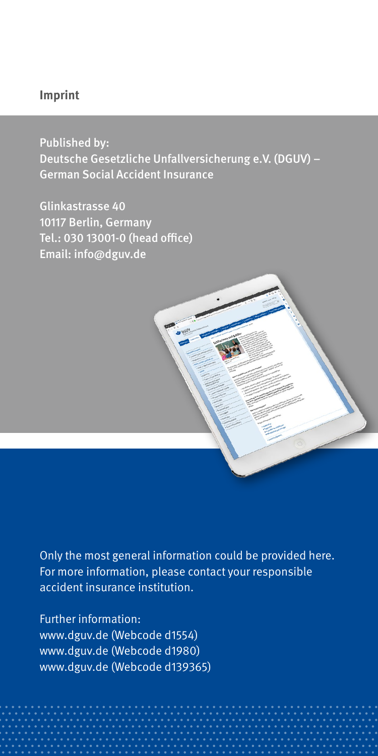## Imprint

Published by:
Deutsche Gesetzliche Unfallversicherung e.V. (DGUV) – German Social Accident Insurance

Glinkastrasse 40
10117 Berlin, Germany
Tel.: 030 13001-0 (head office)
Email: info@dguv.de

Only the most general information could be provided here. For more information, please contact your responsible accident insurance institution.

Further information:
www.dguv.de (Webcode d1554)
www.dguv.de (Webcode d1980)
www.dguv.de (Webcode d139365)